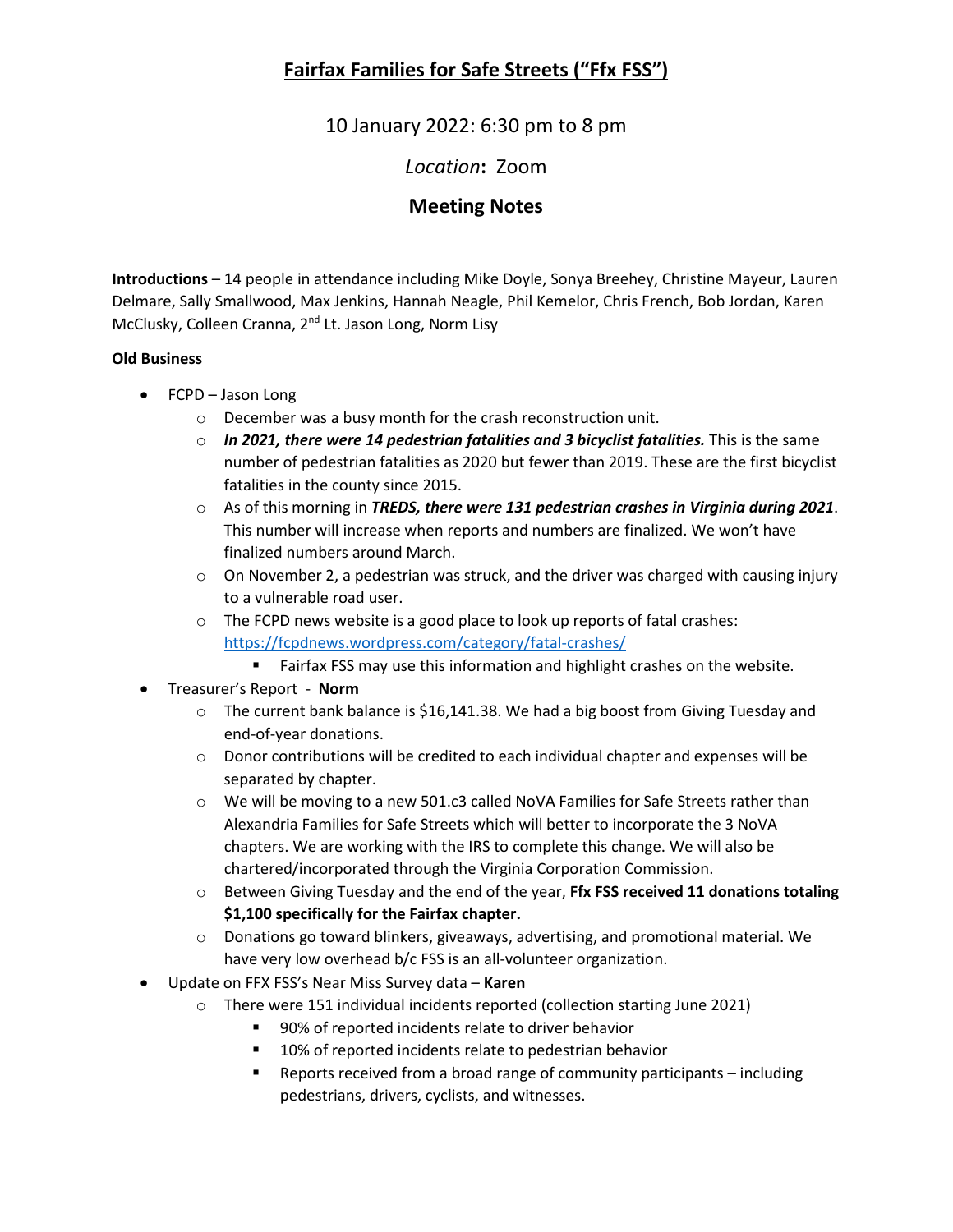# Fairfax Families for Safe Streets ("Ffx FSS")

10 January 2022: 6:30 pm to 8 pm

*Location***:** Zoom

## Meeting Notes

**Introductions** – 14 people in attendance including Mike Doyle, Sonya Breehey, Christine Mayeur, Lauren Delmare, Sally Smallwood, Max Jenkins, Hannah Neagle, Phil Kemelor, Chris French, Bob Jordan, Karen McClusky, Colleen Cranna, 2nd Lt. Jason Long, Norm Lisy

**Old Business**

- FCPD – Jason Long
  - December was a busy month for the crash reconstruction unit.
  - ***In 2021, there were 14 pedestrian fatalities and 3 bicyclist fatalities.*** This is the same number of pedestrian fatalities as 2020 but fewer than 2019. These are the first bicyclist fatalities in the county since 2015.
  - As of this morning in ***TREDS, there were 131 pedestrian crashes in Virginia during 2021***. This number will increase when reports and numbers are finalized. We won't have finalized numbers around March.
  - On November 2, a pedestrian was struck, and the driver was charged with causing injury to a vulnerable road user.
  - The FCPD news website is a good place to look up reports of fatal crashes: [https://fcpdnews.wordpress.com/category/fatal-crashes/](https://fcpdnews.wordpress.com/category/fatal-crashes/)
    - Fairfax FSS may use this information and highlight crashes on the website.
- Treasurer's Report - **Norm**
  - The current bank balance is $16,141.38. We had a big boost from Giving Tuesday and end-of-year donations.
  - Donor contributions will be credited to each individual chapter and expenses will be separated by chapter.
  - We will be moving to a new 501.c3 called NoVA Families for Safe Streets rather than Alexandria Families for Safe Streets which will better to incorporate the 3 NoVA chapters. We are working with the IRS to complete this change. We will also be chartered/incorporated through the Virginia Corporation Commission.
  - Between Giving Tuesday and the end of the year, **Ffx FSS received 11 donations totaling $1,100 specifically for the Fairfax chapter.**
  - Donations go toward blinkers, giveaways, advertising, and promotional material. We have very low overhead b/c FSS is an all-volunteer organization.
- Update on FFX FSS's Near Miss Survey data – **Karen**
  - There were 151 individual incidents reported (collection starting June 2021)
    - 90% of reported incidents relate to driver behavior
    - 10% of reported incidents relate to pedestrian behavior
    - Reports received from a broad range of community participants – including pedestrians, drivers, cyclists, and witnesses.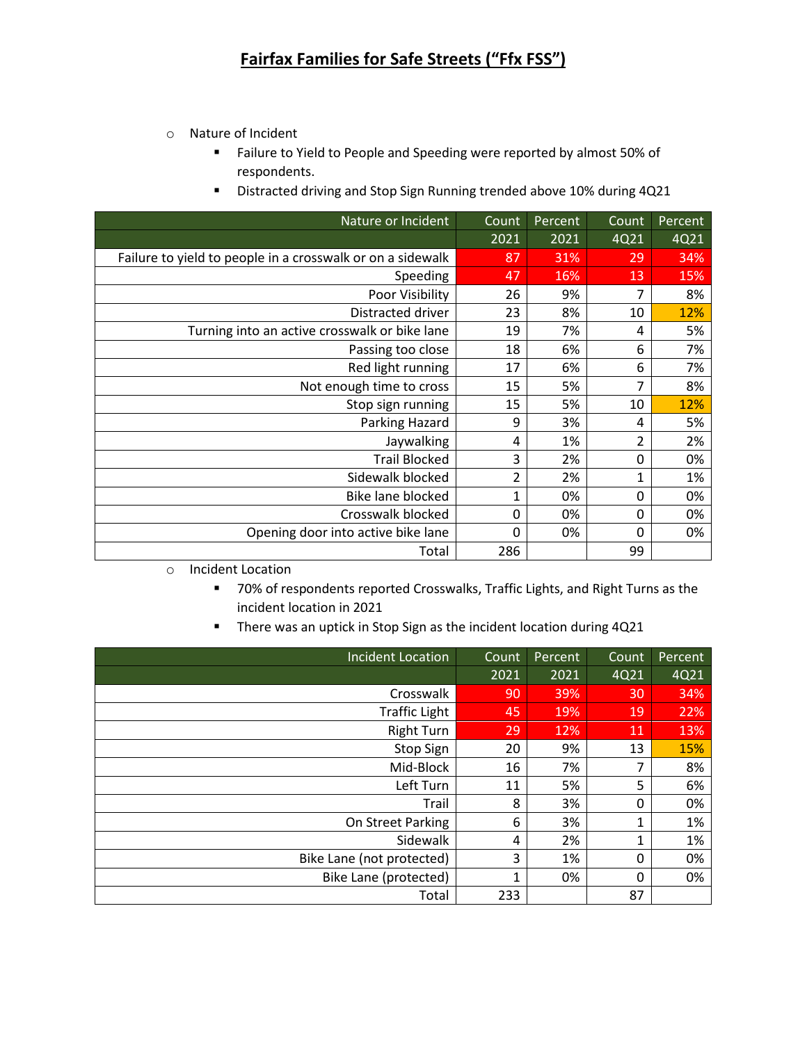# Fairfax Families for Safe Streets ("Ffx FSS")

- Nature of Incident
  - Failure to Yield to People and Speeding were reported by almost 50% of respondents.
  - Distracted driving and Stop Sign Running trended above 10% during 4Q21

| Nature or Incident | Count 2021 | Percent 2021 | Count 4Q21 | Percent 4Q21 |
|---|---|---|---|---|
| Failure to yield to people in a crosswalk or on a sidewalk | 87 | 31% | 29 | 34% |
| Speeding | 47 | 16% | 13 | 15% |
| Poor Visibility | 26 | 9% | 7 | 8% |
| Distracted driver | 23 | 8% | 10 | 12% |
| Turning into an active crosswalk or bike lane | 19 | 7% | 4 | 5% |
| Passing too close | 18 | 6% | 6 | 7% |
| Red light running | 17 | 6% | 6 | 7% |
| Not enough time to cross | 15 | 5% | 7 | 8% |
| Stop sign running | 15 | 5% | 10 | 12% |
| Parking Hazard | 9 | 3% | 4 | 5% |
| Jaywalking | 4 | 1% | 2 | 2% |
| Trail Blocked | 3 | 2% | 0 | 0% |
| Sidewalk blocked | 2 | 2% | 1 | 1% |
| Bike lane blocked | 1 | 0% | 0 | 0% |
| Crosswalk blocked | 0 | 0% | 0 | 0% |
| Opening door into active bike lane | 0 | 0% | 0 | 0% |
| Total | 286 | | 99 | |

- Incident Location
  - 70% of respondents reported Crosswalks, Traffic Lights, and Right Turns as the incident location in 2021
  - There was an uptick in Stop Sign as the incident location during 4Q21

| Incident Location | Count 2021 | Percent 2021 | Count 4Q21 | Percent 4Q21 |
|---|---|---|---|---|
| Crosswalk | 90 | 39% | 30 | 34% |
| Traffic Light | 45 | 19% | 19 | 22% |
| Right Turn | 29 | 12% | 11 | 13% |
| Stop Sign | 20 | 9% | 13 | 15% |
| Mid-Block | 16 | 7% | 7 | 8% |
| Left Turn | 11 | 5% | 5 | 6% |
| Trail | 8 | 3% | 0 | 0% |
| On Street Parking | 6 | 3% | 1 | 1% |
| Sidewalk | 4 | 2% | 1 | 1% |
| Bike Lane (not protected) | 3 | 1% | 0 | 0% |
| Bike Lane (protected) | 1 | 0% | 0 | 0% |
| Total | 233 | | 87 | |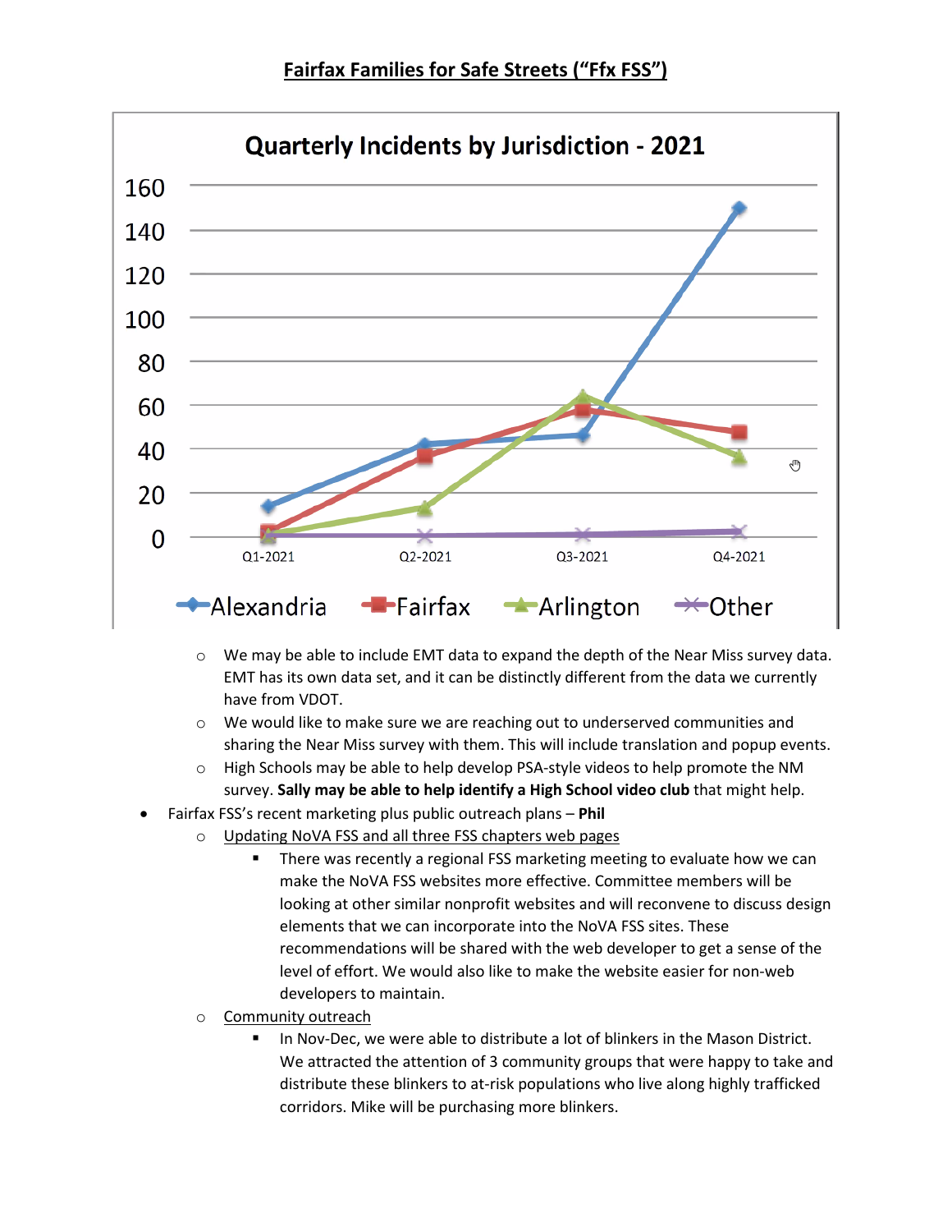**Fairfax Families for Safe Streets ("Ffx FSS")**

Quarterly Incidents by Jurisdiction - 2021

- We may be able to include EMT data to expand the depth of the Near Miss survey data. EMT has its own data set, and it can be distinctly different from the data we currently have from VDOT.
- We would like to make sure we are reaching out to underserved communities and sharing the Near Miss survey with them. This will include translation and popup events.
- High Schools may be able to help develop PSA-style videos to help promote the NM survey. **Sally may be able to help identify a High School video club** that might help.

- Fairfax FSS's recent marketing plus public outreach plans – **Phil**
  - Updating NoVA FSS and all three FSS chapters web pages
    - There was recently a regional FSS marketing meeting to evaluate how we can make the NoVA FSS websites more effective. Committee members will be looking at other similar nonprofit websites and will reconvene to discuss design elements that we can incorporate into the NoVA FSS sites. These recommendations will be shared with the web developer to get a sense of the level of effort. We would also like to make the website easier for non-web developers to maintain.
  - Community outreach
    - In Nov-Dec, we were able to distribute a lot of blinkers in the Mason District. We attracted the attention of 3 community groups that were happy to take and distribute these blinkers to at-risk populations who live along highly trafficked corridors. Mike will be purchasing more blinkers.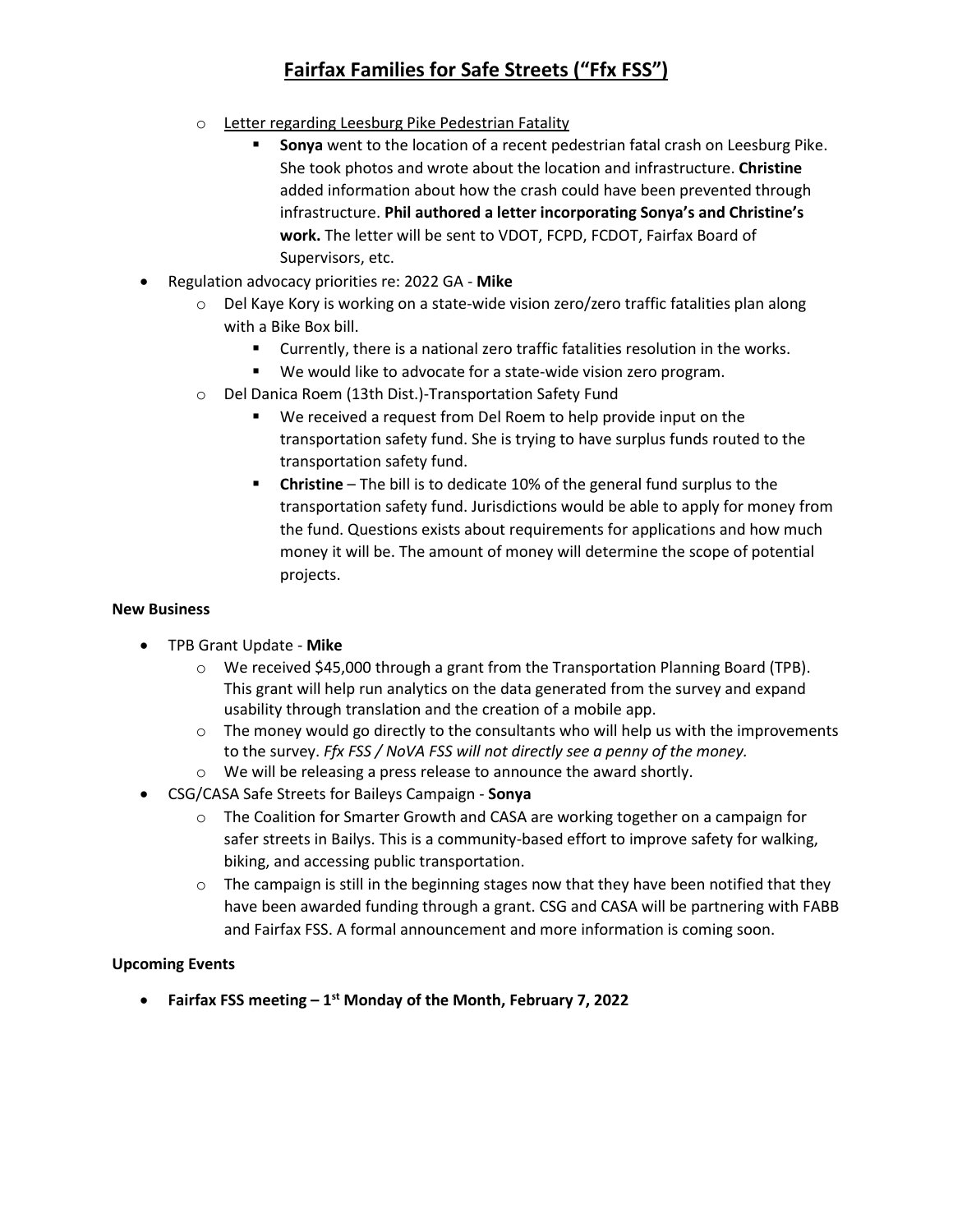- Letter regarding Leesburg Pike Pedestrian Fatality
  - **Sonya** went to the location of a recent pedestrian fatal crash on Leesburg Pike. She took photos and wrote about the location and infrastructure. **Christine** added information about how the crash could have been prevented through infrastructure. **Phil authored a letter incorporating Sonya's and Christine's work.** The letter will be sent to VDOT, FCPD, FCDOT, Fairfax Board of Supervisors, etc.

- Regulation advocacy priorities re: 2022 GA - **Mike**
  - Del Kaye Kory is working on a state-wide vision zero/zero traffic fatalities plan along with a Bike Box bill.
    - Currently, there is a national zero traffic fatalities resolution in the works.
    - We would like to advocate for a state-wide vision zero program.
  - Del Danica Roem (13th Dist.)-Transportation Safety Fund
    - We received a request from Del Roem to help provide input on the transportation safety fund. She is trying to have surplus funds routed to the transportation safety fund.
    - **Christine** – The bill is to dedicate 10% of the general fund surplus to the transportation safety fund. Jurisdictions would be able to apply for money from the fund. Questions exists about requirements for applications and how much money it will be. The amount of money will determine the scope of potential projects.

**New Business**

- TPB Grant Update - **Mike**
  - We received $45,000 through a grant from the Transportation Planning Board (TPB). This grant will help run analytics on the data generated from the survey and expand usability through translation and the creation of a mobile app.
  - The money would go directly to the consultants who will help us with the improvements to the survey. *Ffx FSS / NoVA FSS will not directly see a penny of the money.*
  - We will be releasing a press release to announce the award shortly.
- CSG/CASA Safe Streets for Baileys Campaign - **Sonya**
  - The Coalition for Smarter Growth and CASA are working together on a campaign for safer streets in Bailys. This is a community-based effort to improve safety for walking, biking, and accessing public transportation.
  - The campaign is still in the beginning stages now that they have been notified that they have been awarded funding through a grant. CSG and CASA will be partnering with FABB and Fairfax FSS. A formal announcement and more information is coming soon.

**Upcoming Events**

- **Fairfax FSS meeting – 1st Monday of the Month, February 7, 2022**